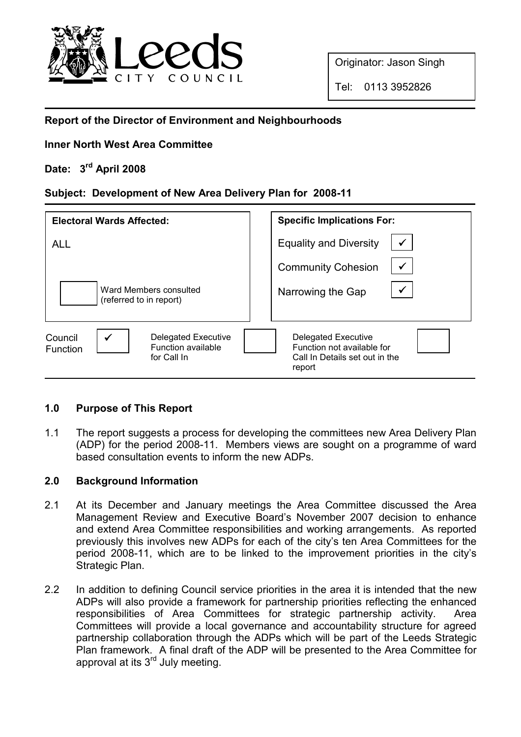Leeds CITY COUNCIL

Originator: Jason Singh

Tel: 0113 3952826

**Report of the Director of Environment and Neighbourhoods**

**Inner North West Area Committee**

**Date: 3rd April 2008**

**Subject: Development of New Area Delivery Plan for 2008-11**

| **Electoral Wards Affected:** | **Specific Implications For:** | |
|---|---|---|
| ALL | Equality and Diversity | ✓ |
| | Community Cohesion | ✓ |
| ☐ Ward Members consulted (referred to in report) | Narrowing the Gap | ✓ |

| Council Function | ✓ | Delegated Executive Function available for Call In | ☐ | Delegated Executive Function not available for Call In Details set out in the report | ☐ |
|---|---|---|---|---|---|

## 1.0 Purpose of This Report

1.1 The report suggests a process for developing the committees new Area Delivery Plan (ADP) for the period 2008-11. Members views are sought on a programme of ward based consultation events to inform the new ADPs.

## 2.0 Background Information

2.1 At its December and January meetings the Area Committee discussed the Area Management Review and Executive Board's November 2007 decision to enhance and extend Area Committee responsibilities and working arrangements. As reported previously this involves new ADPs for each of the city's ten Area Committees for the period 2008-11, which are to be linked to the improvement priorities in the city's Strategic Plan.

2.2 In addition to defining Council service priorities in the area it is intended that the new ADPs will also provide a framework for partnership priorities reflecting the enhanced responsibilities of Area Committees for strategic partnership activity. Area Committees will provide a local governance and accountability structure for agreed partnership collaboration through the ADPs which will be part of the Leeds Strategic Plan framework. A final draft of the ADP will be presented to the Area Committee for approval at its 3rd July meeting.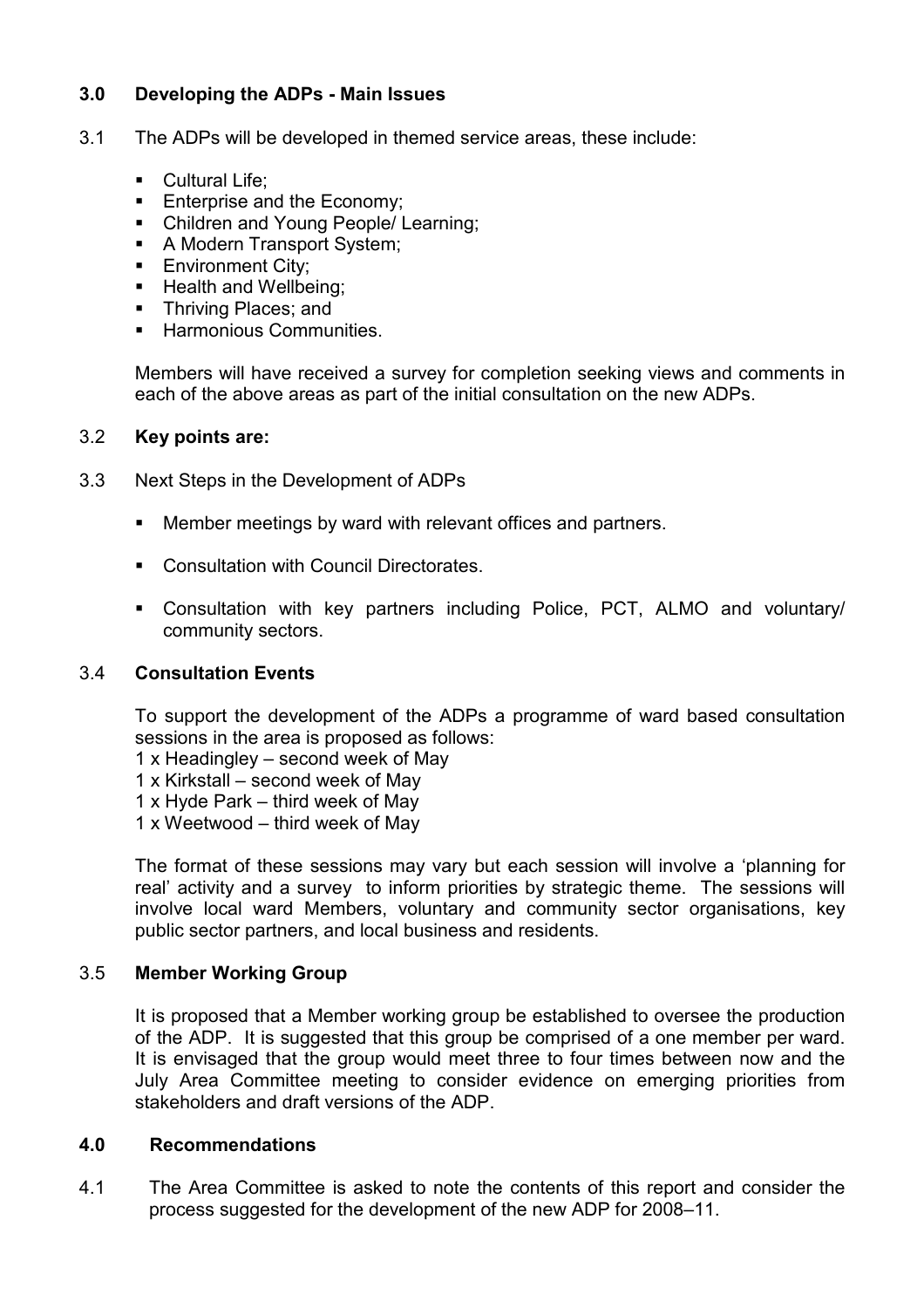## 3.0 Developing the ADPs - Main Issues

3.1 The ADPs will be developed in themed service areas, these include:

- Cultural Life;
- Enterprise and the Economy;
- Children and Young People/ Learning;
- A Modern Transport System;
- Environment City;
- Health and Wellbeing;
- Thriving Places; and
- Harmonious Communities.

Members will have received a survey for completion seeking views and comments in each of the above areas as part of the initial consultation on the new ADPs.

3.2 **Key points are:**

3.3 Next Steps in the Development of ADPs

- Member meetings by ward with relevant offices and partners.
- Consultation with Council Directorates.
- Consultation with key partners including Police, PCT, ALMO and voluntary/ community sectors.

3.4 **Consultation Events**

To support the development of the ADPs a programme of ward based consultation sessions in the area is proposed as follows:
1 x Headingley – second week of May
1 x Kirkstall – second week of May
1 x Hyde Park – third week of May
1 x Weetwood – third week of May

The format of these sessions may vary but each session will involve a 'planning for real' activity and a survey to inform priorities by strategic theme. The sessions will involve local ward Members, voluntary and community sector organisations, key public sector partners, and local business and residents.

3.5 **Member Working Group**

It is proposed that a Member working group be established to oversee the production of the ADP. It is suggested that this group be comprised of a one member per ward. It is envisaged that the group would meet three to four times between now and the July Area Committee meeting to consider evidence on emerging priorities from stakeholders and draft versions of the ADP.

## 4.0 Recommendations

4.1 The Area Committee is asked to note the contents of this report and consider the process suggested for the development of the new ADP for 2008–11.